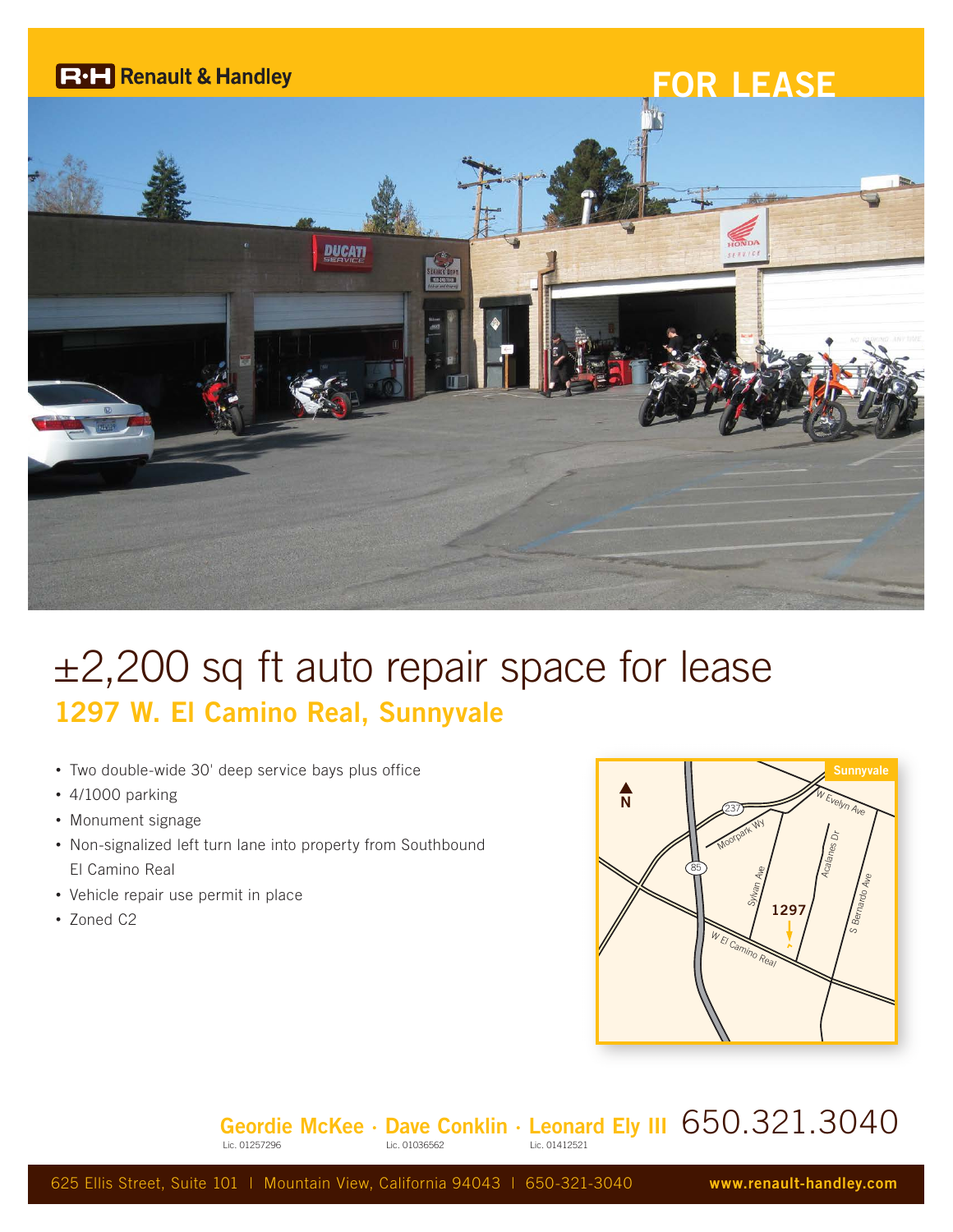Renault & Handley

FOR LEASE

# ±2,200 sq ft auto repair space for lease

## 1297 W. El Camino Real, Sunnyvale

- Two double-wide 30' deep service bays plus office
- 4/1000 parking
- Monument signage
- Non-signalized left turn lane into property from Southbound El Camino Real
- Vehicle repair use permit in place
- Zoned C2

**Geordie McKee** · **Dave Conklin** · **Leonard Ely III** 650.321.3040

Lic. 01257296 Lic. 01036562 Lic. 01412521

625 Ellis Street, Suite 101 | Mountain View, California 94043 | 650-321-3040 **www.renault-handley.com**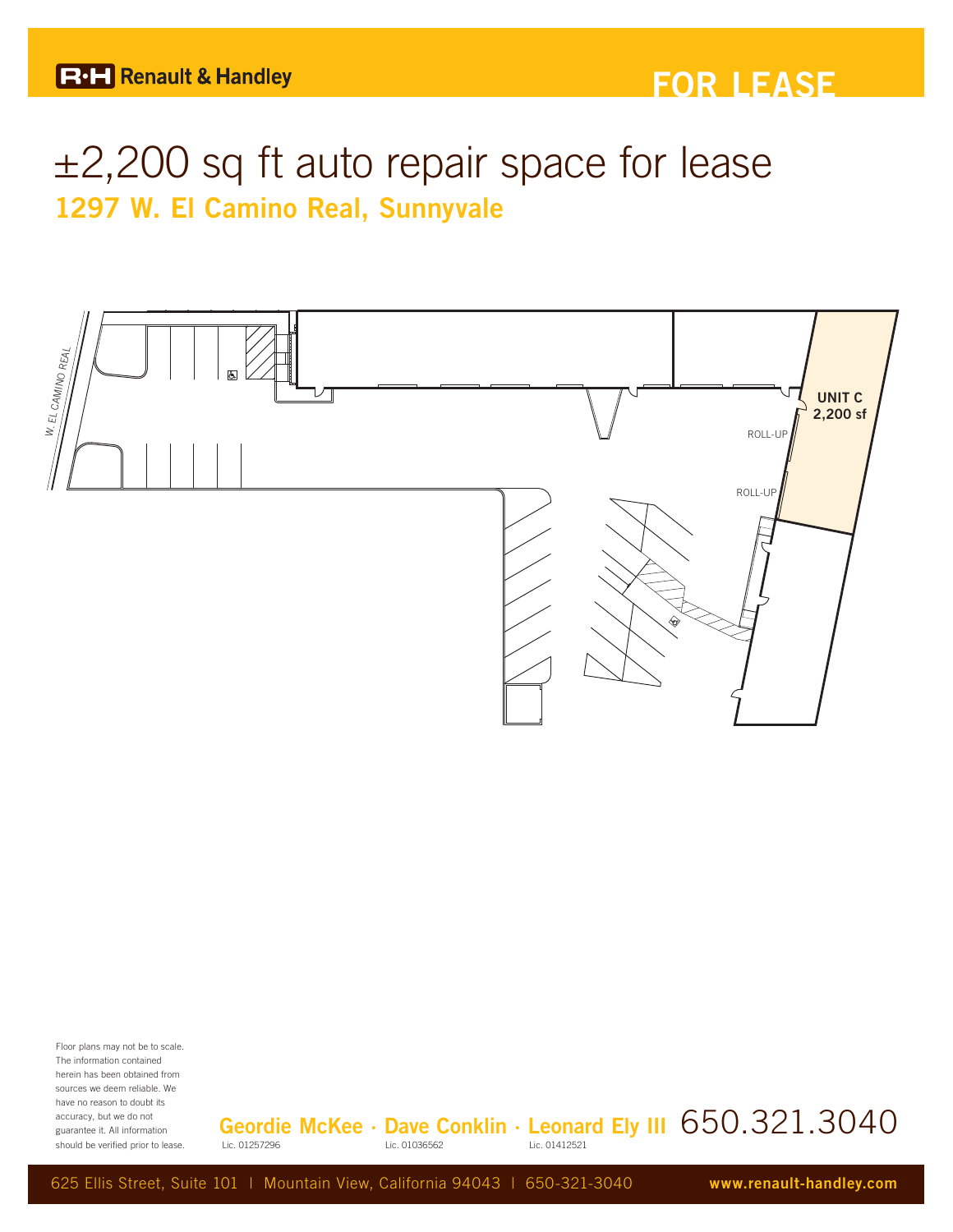Renault & Handley

FOR LEASE

# ±2,200 sq ft auto repair space for lease

## 1297 W. El Camino Real, Sunnyvale

W. EL CAMINO REAL

UNIT C
2,200 sf

ROLL-UP

ROLL-UP

Floor plans may not be to scale. The information contained herein has been obtained from sources we deem reliable. We have no reason to doubt its accuracy, but we do not guarantee it. All information should be verified prior to lease.

**Geordie McKee** · **Dave Conklin** · **Leonard Ely III** 650.321.3040

Lic. 01257296 Lic. 01036562 Lic. 01412521

625 Ellis Street, Suite 101 | Mountain View, California 94043 | 650-321-3040 **www.renault-handley.com**